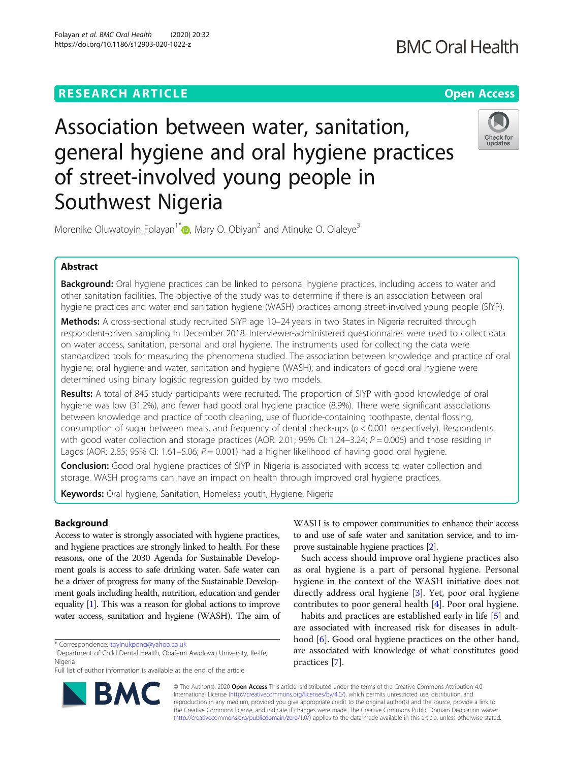RESEARCH ARTICLE

Open Access

# Association between water, sanitation, general hygiene and oral hygiene practices of street-involved young people in Southwest Nigeria

Morenike Oluwatoyin Folayan[1*], Mary O. Obiyan[2] and Atinuke O. Olaleye[3]

## Abstract

**Background:** Oral hygiene practices can be linked to personal hygiene practices, including access to water and other sanitation facilities. The objective of the study was to determine if there is an association between oral hygiene practices and water and sanitation hygiene (WASH) practices among street-involved young people (SIYP).

**Methods:** A cross-sectional study recruited SIYP age 10–24 years in two States in Nigeria recruited through respondent-driven sampling in December 2018. Interviewer-administered questionnaires were used to collect data on water access, sanitation, personal and oral hygiene. The instruments used for collecting the data were standardized tools for measuring the phenomena studied. The association between knowledge and practice of oral hygiene; oral hygiene and water, sanitation and hygiene (WASH); and indicators of good oral hygiene were determined using binary logistic regression guided by two models.

**Results:** A total of 845 study participants were recruited. The proportion of SIYP with good knowledge of oral hygiene was low (31.2%), and fewer had good oral hygiene practice (8.9%). There were significant associations between knowledge and practice of tooth cleaning, use of fluoride-containing toothpaste, dental flossing, consumption of sugar between meals, and frequency of dental check-ups ($p < 0.001$ respectively). Respondents with good water collection and storage practices (AOR: 2.01; 95% CI: 1.24–3.24; $P = 0.005$) and those residing in Lagos (AOR: 2.85; 95% CI: 1.61–5.06; $P = 0.001$) had a higher likelihood of having good oral hygiene.

**Conclusion:** Good oral hygiene practices of SIYP in Nigeria is associated with access to water collection and storage. WASH programs can have an impact on health through improved oral hygiene practices.

**Keywords:** Oral hygiene, Sanitation, Homeless youth, Hygiene, Nigeria

## Background

Access to water is strongly associated with hygiene practices, and hygiene practices are strongly linked to health. For these reasons, one of the 2030 Agenda for Sustainable Development goals is access to safe drinking water. Safe water can be a driver of progress for many of the Sustainable Development goals including health, nutrition, education and gender equality [1]. This was a reason for global actions to improve water access, sanitation and hygiene (WASH). The aim of WASH is to empower communities to enhance their access to and use of safe water and sanitation service, and to improve sustainable hygiene practices [2].

Such access should improve oral hygiene practices also as oral hygiene is a part of personal hygiene. Personal hygiene in the context of the WASH initiative does not directly address oral hygiene [3]. Yet, poor oral hygiene contributes to poor general health [4]. Poor oral hygiene. habits and practices are established early in life [5] and are associated with increased risk for diseases in adulthood [6]. Good oral hygiene practices on the other hand, are associated with knowledge of what constitutes good practices [7].

* Correspondence: toyinukpong@yahoo.co.uk
[1]Department of Child Dental Health, Obafemi Awolowo University, Ile-Ife, Nigeria
Full list of author information is available at the end of the article

© The Author(s). 2020 **Open Access** This article is distributed under the terms of the Creative Commons Attribution 4.0 International License (http://creativecommons.org/licenses/by/4.0/), which permits unrestricted use, distribution, and reproduction in any medium, provided you give appropriate credit to the original author(s) and the source, provide a link to the Creative Commons license, and indicate if changes were made. The Creative Commons Public Domain Dedication waiver (http://creativecommons.org/publicdomain/zero/1.0/) applies to the data made available in this article, unless otherwise stated.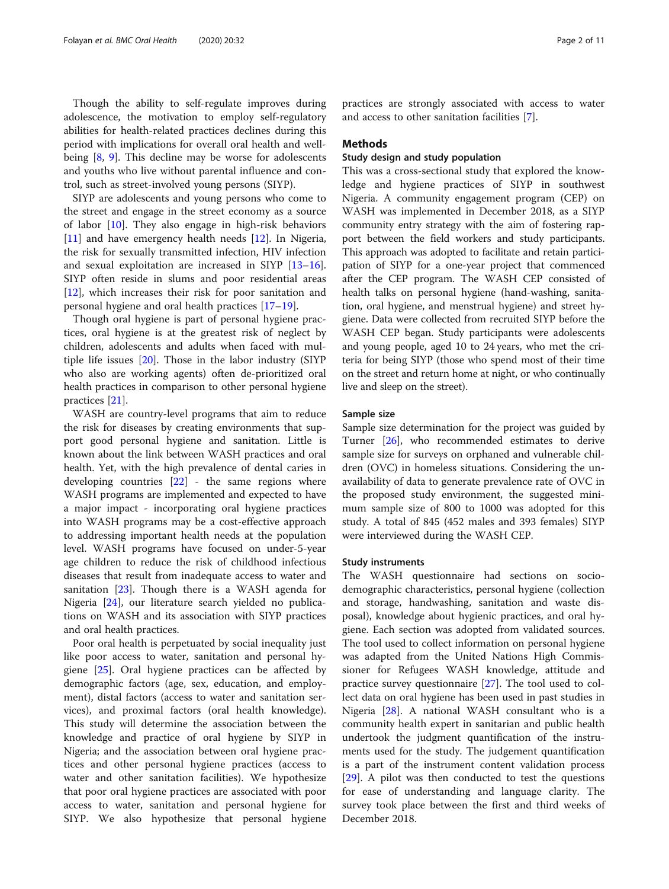Though the ability to self-regulate improves during adolescence, the motivation to employ self-regulatory abilities for health-related practices declines during this period with implications for overall oral health and well-being [8, 9]. This decline may be worse for adolescents and youths who live without parental influence and control, such as street-involved young persons (SIYP).

SIYP are adolescents and young persons who come to the street and engage in the street economy as a source of labor [10]. They also engage in high-risk behaviors [11] and have emergency health needs [12]. In Nigeria, the risk for sexually transmitted infection, HIV infection and sexual exploitation are increased in SIYP [13–16]. SIYP often reside in slums and poor residential areas [12], which increases their risk for poor sanitation and personal hygiene and oral health practices [17–19].

Though oral hygiene is part of personal hygiene practices, oral hygiene is at the greatest risk of neglect by children, adolescents and adults when faced with multiple life issues [20]. Those in the labor industry (SIYP who also are working agents) often de-prioritized oral health practices in comparison to other personal hygiene practices [21].

WASH are country-level programs that aim to reduce the risk for diseases by creating environments that support good personal hygiene and sanitation. Little is known about the link between WASH practices and oral health. Yet, with the high prevalence of dental caries in developing countries [22] - the same regions where WASH programs are implemented and expected to have a major impact - incorporating oral hygiene practices into WASH programs may be a cost-effective approach to addressing important health needs at the population level. WASH programs have focused on under-5-year age children to reduce the risk of childhood infectious diseases that result from inadequate access to water and sanitation [23]. Though there is a WASH agenda for Nigeria [24], our literature search yielded no publications on WASH and its association with SIYP practices and oral health practices.

Poor oral health is perpetuated by social inequality just like poor access to water, sanitation and personal hygiene [25]. Oral hygiene practices can be affected by demographic factors (age, sex, education, and employment), distal factors (access to water and sanitation services), and proximal factors (oral health knowledge). This study will determine the association between the knowledge and practice of oral hygiene by SIYP in Nigeria; and the association between oral hygiene practices and other personal hygiene practices (access to water and other sanitation facilities). We hypothesize that poor oral hygiene practices are associated with poor access to water, sanitation and personal hygiene for SIYP. We also hypothesize that personal hygiene practices are strongly associated with access to water and access to other sanitation facilities [7].

## Methods

### Study design and study population

This was a cross-sectional study that explored the knowledge and hygiene practices of SIYP in southwest Nigeria. A community engagement program (CEP) on WASH was implemented in December 2018, as a SIYP community entry strategy with the aim of fostering rapport between the field workers and study participants. This approach was adopted to facilitate and retain participation of SIYP for a one-year project that commenced after the CEP program. The WASH CEP consisted of health talks on personal hygiene (hand-washing, sanitation, oral hygiene, and menstrual hygiene) and street hygiene. Data were collected from recruited SIYP before the WASH CEP began. Study participants were adolescents and young people, aged 10 to 24 years, who met the criteria for being SIYP (those who spend most of their time on the street and return home at night, or who continually live and sleep on the street).

### Sample size

Sample size determination for the project was guided by Turner [26], who recommended estimates to derive sample size for surveys on orphaned and vulnerable children (OVC) in homeless situations. Considering the unavailability of data to generate prevalence rate of OVC in the proposed study environment, the suggested minimum sample size of 800 to 1000 was adopted for this study. A total of 845 (452 males and 393 females) SIYP were interviewed during the WASH CEP.

### Study instruments

The WASH questionnaire had sections on sociodemographic characteristics, personal hygiene (collection and storage, handwashing, sanitation and waste disposal), knowledge about hygienic practices, and oral hygiene. Each section was adopted from validated sources. The tool used to collect information on personal hygiene was adapted from the United Nations High Commissioner for Refugees WASH knowledge, attitude and practice survey questionnaire [27]. The tool used to collect data on oral hygiene has been used in past studies in Nigeria [28]. A national WASH consultant who is a community health expert in sanitarian and public health undertook the judgment quantification of the instruments used for the study. The judgement quantification is a part of the instrument content validation process [29]. A pilot was then conducted to test the questions for ease of understanding and language clarity. The survey took place between the first and third weeks of December 2018.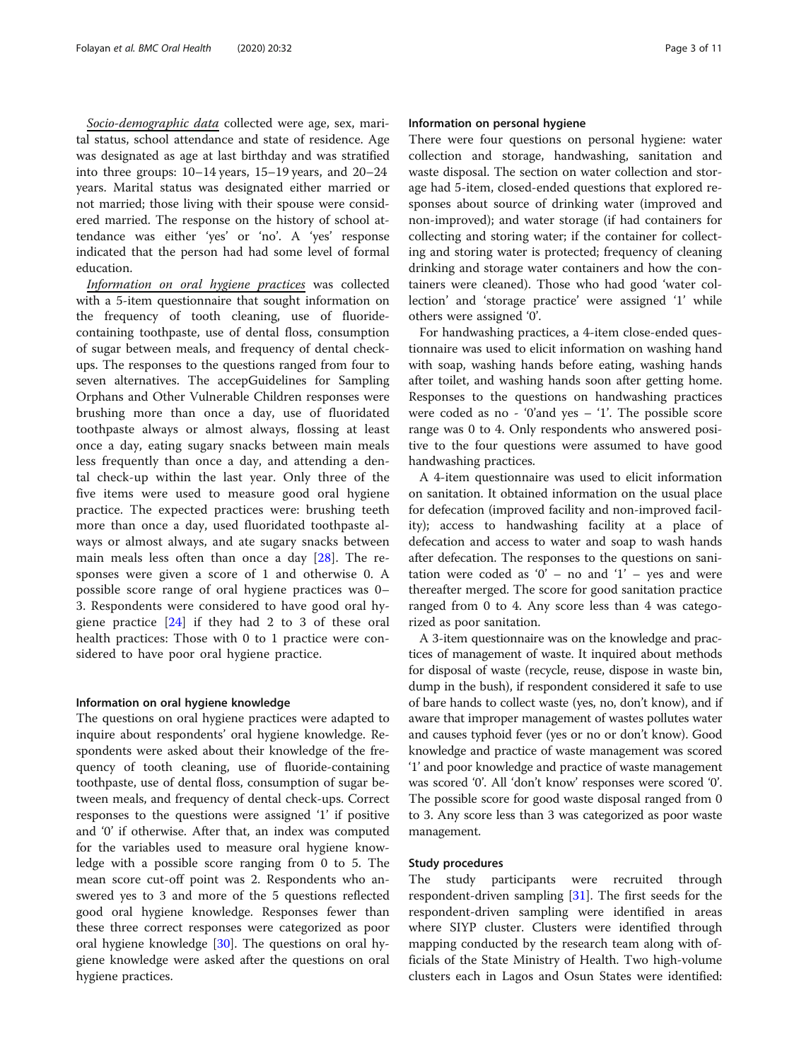*Socio-demographic data* collected were age, sex, marital status, school attendance and state of residence. Age was designated as age at last birthday and was stratified into three groups: 10–14 years, 15–19 years, and 20–24 years. Marital status was designated either married or not married; those living with their spouse were considered married. The response on the history of school attendance was either 'yes' or 'no'. A 'yes' response indicated that the person had had some level of formal education.

*Information on oral hygiene practices* was collected with a 5-item questionnaire that sought information on the frequency of tooth cleaning, use of fluoride-containing toothpaste, use of dental floss, consumption of sugar between meals, and frequency of dental check-ups. The responses to the questions ranged from four to seven alternatives. The accepGuidelines for Sampling Orphans and Other Vulnerable Children responses were brushing more than once a day, use of fluoridated toothpaste always or almost always, flossing at least once a day, eating sugary snacks between main meals less frequently than once a day, and attending a dental check-up within the last year. Only three of the five items were used to measure good oral hygiene practice. The expected practices were: brushing teeth more than once a day, used fluoridated toothpaste always or almost always, and ate sugary snacks between main meals less often than once a day [28]. The responses were given a score of 1 and otherwise 0. A possible score range of oral hygiene practices was 0–3. Respondents were considered to have good oral hygiene practice [24] if they had 2 to 3 of these oral health practices: Those with 0 to 1 practice were considered to have poor oral hygiene practice.

### Information on oral hygiene knowledge

The questions on oral hygiene practices were adapted to inquire about respondents' oral hygiene knowledge. Respondents were asked about their knowledge of the frequency of tooth cleaning, use of fluoride-containing toothpaste, use of dental floss, consumption of sugar between meals, and frequency of dental check-ups. Correct responses to the questions were assigned '1' if positive and '0' if otherwise. After that, an index was computed for the variables used to measure oral hygiene knowledge with a possible score ranging from 0 to 5. The mean score cut-off point was 2. Respondents who answered yes to 3 and more of the 5 questions reflected good oral hygiene knowledge. Responses fewer than these three correct responses were categorized as poor oral hygiene knowledge [30]. The questions on oral hygiene knowledge were asked after the questions on oral hygiene practices.

### Information on personal hygiene

There were four questions on personal hygiene: water collection and storage, handwashing, sanitation and waste disposal. The section on water collection and storage had 5-item, closed-ended questions that explored responses about source of drinking water (improved and non-improved); and water storage (if had containers for collecting and storing water; if the container for collecting and storing water is protected; frequency of cleaning drinking and storage water containers and how the containers were cleaned). Those who had good 'water collection' and 'storage practice' were assigned '1' while others were assigned '0'.

For handwashing practices, a 4-item close-ended questionnaire was used to elicit information on washing hand with soap, washing hands before eating, washing hands after toilet, and washing hands soon after getting home. Responses to the questions on handwashing practices were coded as no - '0'and yes – '1'. The possible score range was 0 to 4. Only respondents who answered positive to the four questions were assumed to have good handwashing practices.

A 4-item questionnaire was used to elicit information on sanitation. It obtained information on the usual place for defecation (improved facility and non-improved facility); access to handwashing facility at a place of defecation and access to water and soap to wash hands after defecation. The responses to the questions on sanitation were coded as '0' – no and '1' – yes and were thereafter merged. The score for good sanitation practice ranged from 0 to 4. Any score less than 4 was categorized as poor sanitation.

A 3-item questionnaire was on the knowledge and practices of management of waste. It inquired about methods for disposal of waste (recycle, reuse, dispose in waste bin, dump in the bush), if respondent considered it safe to use of bare hands to collect waste (yes, no, don't know), and if aware that improper management of wastes pollutes water and causes typhoid fever (yes or no or don't know). Good knowledge and practice of waste management was scored '1' and poor knowledge and practice of waste management was scored '0'. All 'don't know' responses were scored '0'. The possible score for good waste disposal ranged from 0 to 3. Any score less than 3 was categorized as poor waste management.

### Study procedures

The study participants were recruited through respondent-driven sampling [31]. The first seeds for the respondent-driven sampling were identified in areas where SIYP cluster. Clusters were identified through mapping conducted by the research team along with officials of the State Ministry of Health. Two high-volume clusters each in Lagos and Osun States were identified: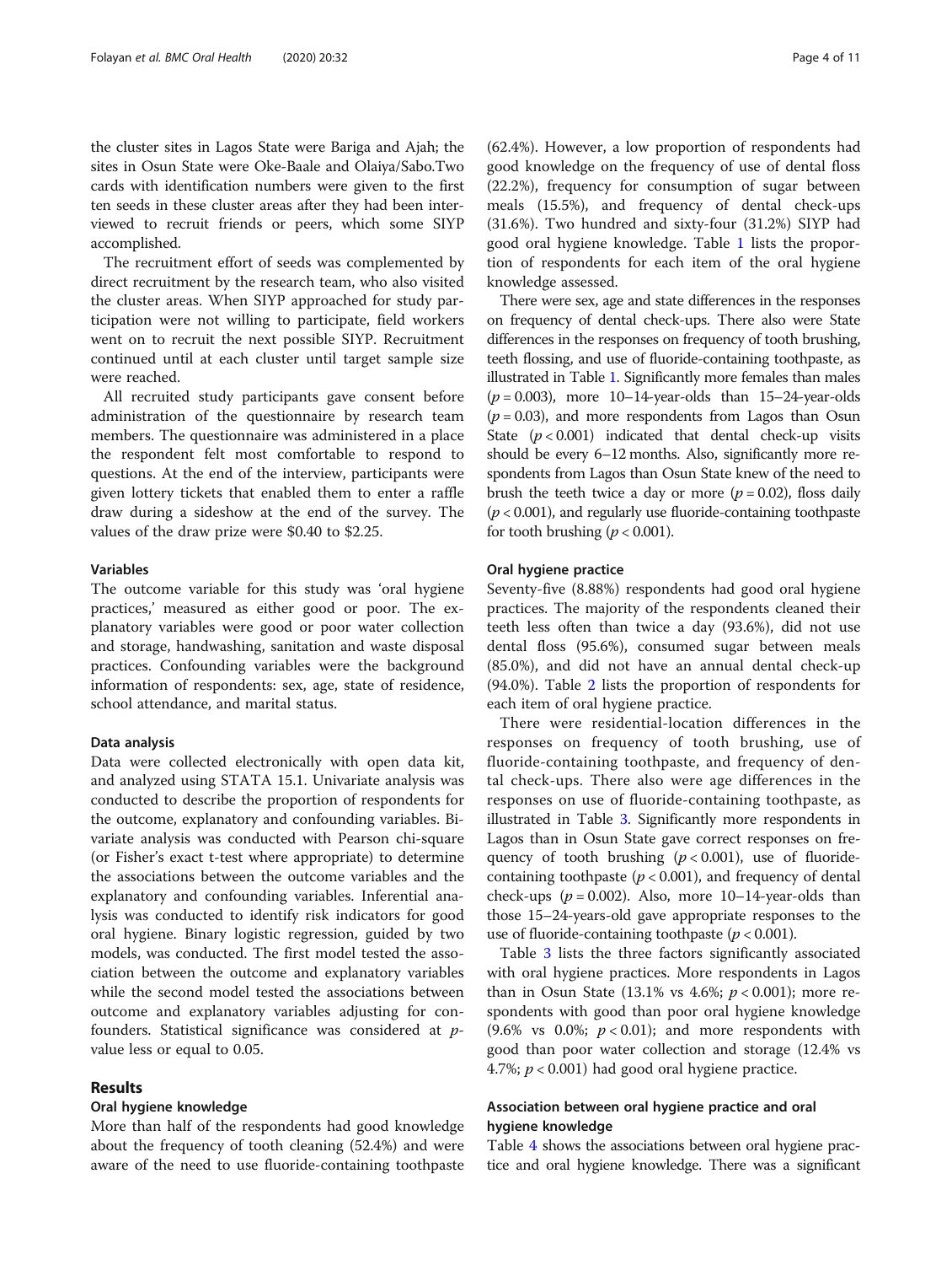the cluster sites in Lagos State were Bariga and Ajah; the sites in Osun State were Oke-Baale and Olaiya/Sabo.Two cards with identification numbers were given to the first ten seeds in these cluster areas after they had been interviewed to recruit friends or peers, which some SIYP accomplished.

The recruitment effort of seeds was complemented by direct recruitment by the research team, who also visited the cluster areas. When SIYP approached for study participation were not willing to participate, field workers went on to recruit the next possible SIYP. Recruitment continued until at each cluster until target sample size were reached.

All recruited study participants gave consent before administration of the questionnaire by research team members. The questionnaire was administered in a place the respondent felt most comfortable to respond to questions. At the end of the interview, participants were given lottery tickets that enabled them to enter a raffle draw during a sideshow at the end of the survey. The values of the draw prize were $0.40 to $2.25.

### Variables

The outcome variable for this study was 'oral hygiene practices,' measured as either good or poor. The explanatory variables were good or poor water collection and storage, handwashing, sanitation and waste disposal practices. Confounding variables were the background information of respondents: sex, age, state of residence, school attendance, and marital status.

### Data analysis

Data were collected electronically with open data kit, and analyzed using STATA 15.1. Univariate analysis was conducted to describe the proportion of respondents for the outcome, explanatory and confounding variables. Bivariate analysis was conducted with Pearson chi-square (or Fisher's exact t-test where appropriate) to determine the associations between the outcome variables and the explanatory and confounding variables. Inferential analysis was conducted to identify risk indicators for good oral hygiene. Binary logistic regression, guided by two models, was conducted. The first model tested the association between the outcome and explanatory variables while the second model tested the associations between outcome and explanatory variables adjusting for confounders. Statistical significance was considered at *p*-value less or equal to 0.05.

## Results

### Oral hygiene knowledge

More than half of the respondents had good knowledge about the frequency of tooth cleaning (52.4%) and were aware of the need to use fluoride-containing toothpaste (62.4%). However, a low proportion of respondents had good knowledge on the frequency of use of dental floss (22.2%), frequency for consumption of sugar between meals (15.5%), and frequency of dental check-ups (31.6%). Two hundred and sixty-four (31.2%) SIYP had good oral hygiene knowledge. Table 1 lists the proportion of respondents for each item of the oral hygiene knowledge assessed.

There were sex, age and state differences in the responses on frequency of dental check-ups. There also were State differences in the responses on frequency of tooth brushing, teeth flossing, and use of fluoride-containing toothpaste, as illustrated in Table 1. Significantly more females than males ($p = 0.003$), more 10–14-year-olds than 15–24-year-olds ($p = 0.03$), and more respondents from Lagos than Osun State ($p < 0.001$) indicated that dental check-up visits should be every 6–12 months. Also, significantly more respondents from Lagos than Osun State knew of the need to brush the teeth twice a day or more ($p = 0.02$), floss daily ($p < 0.001$), and regularly use fluoride-containing toothpaste for tooth brushing ($p < 0.001$).

### Oral hygiene practice

Seventy-five (8.88%) respondents had good oral hygiene practices. The majority of the respondents cleaned their teeth less often than twice a day (93.6%), did not use dental floss (95.6%), consumed sugar between meals (85.0%), and did not have an annual dental check-up (94.0%). Table 2 lists the proportion of respondents for each item of oral hygiene practice.

There were residential-location differences in the responses on frequency of tooth brushing, use of fluoride-containing toothpaste, and frequency of dental check-ups. There also were age differences in the responses on use of fluoride-containing toothpaste, as illustrated in Table 3. Significantly more respondents in Lagos than in Osun State gave correct responses on frequency of tooth brushing ($p < 0.001$), use of fluoride-containing toothpaste ($p < 0.001$), and frequency of dental check-ups ($p = 0.002$). Also, more 10–14-year-olds than those 15–24-years-old gave appropriate responses to the use of fluoride-containing toothpaste ($p < 0.001$).

Table 3 lists the three factors significantly associated with oral hygiene practices. More respondents in Lagos than in Osun State (13.1% vs 4.6%; $p < 0.001$); more respondents with good than poor oral hygiene knowledge (9.6% vs 0.0%; $p < 0.01$); and more respondents with good than poor water collection and storage (12.4% vs 4.7%; $p < 0.001$) had good oral hygiene practice.

### Association between oral hygiene practice and oral hygiene knowledge

Table 4 shows the associations between oral hygiene practice and oral hygiene knowledge. There was a significant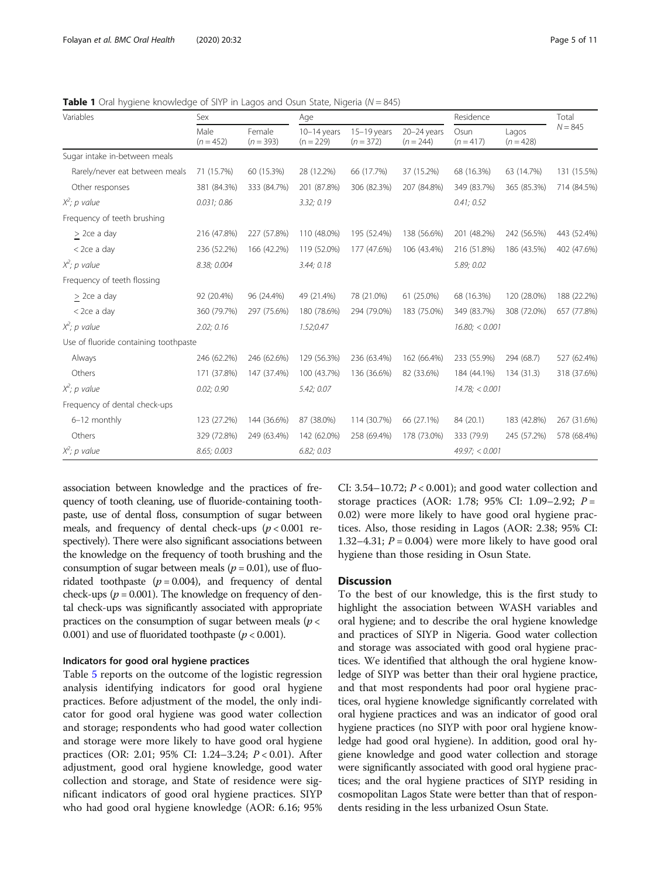**Table 1** Oral hygiene knowledge of SIYP in Lagos and Osun State, Nigeria ($N = 845$)

| Variables | Sex | | Age | | | Residence | | Total |
|---|---|---|---|---|---|---|---|---|
| | Male ($n = 452$) | Female ($n = 393$) | 10–14 years ($n = 229$) | 15–19 years ($n = 372$) | 20–24 years ($n = 244$) | Osun ($n = 417$) | Lagos ($n = 428$) | $N = 845$ |
| Sugar intake in-between meals | | | | | | | | |
| Rarely/never eat between meals | 71 (15.7%) | 60 (15.3%) | 28 (12.2%) | 66 (17.7%) | 37 (15.2%) | 68 (16.3%) | 63 (14.7%) | 131 (15.5%) |
| Other responses | 381 (84.3%) | 333 (84.7%) | 201 (87.8%) | 306 (82.3%) | 207 (84.8%) | 349 (83.7%) | 365 (85.3%) | 714 (84.5%) |
| $X^2$; p value | 0.031; 0.86 | | 3.32; 0.19 | | | 0.41; 0.52 | | |
| Frequency of teeth brushing | | | | | | | | |
| > 2ce a day | 216 (47.8%) | 227 (57.8%) | 110 (48.0%) | 195 (52.4%) | 138 (56.6%) | 201 (48.2%) | 242 (56.5%) | 443 (52.4%) |
| < 2ce a day | 236 (52.2%) | 166 (42.2%) | 119 (52.0%) | 177 (47.6%) | 106 (43.4%) | 216 (51.8%) | 186 (43.5%) | 402 (47.6%) |
| $X^2$; p value | 8.38; 0.004 | | 3.44; 0.18 | | | 5.89; 0.02 | | |
| Frequency of teeth flossing | | | | | | | | |
| > 2ce a day | 92 (20.4%) | 96 (24.4%) | 49 (21.4%) | 78 (21.0%) | 61 (25.0%) | 68 (16.3%) | 120 (28.0%) | 188 (22.2%) |
| < 2ce a day | 360 (79.7%) | 297 (75.6%) | 180 (78.6%) | 294 (79.0%) | 183 (75.0%) | 349 (83.7%) | 308 (72.0%) | 657 (77.8%) |
| $X^2$; p value | 2.02; 0.16 | | 1.52;0.47 | | | 16.80; < 0.001 | | |
| Use of fluoride containing toothpaste | | | | | | | | |
| Always | 246 (62.2%) | 246 (62.6%) | 129 (56.3%) | 236 (63.4%) | 162 (66.4%) | 233 (55.9%) | 294 (68.7) | 527 (62.4%) |
| Others | 171 (37.8%) | 147 (37.4%) | 100 (43.7%) | 136 (36.6%) | 82 (33.6%) | 184 (44.1%) | 134 (31.3) | 318 (37.6%) |
| $X^2$; p value | 0.02; 0.90 | | 5.42; 0.07 | | | 14.78; < 0.001 | | |
| Frequency of dental check-ups | | | | | | | | |
| 6–12 monthly | 123 (27.2%) | 144 (36.6%) | 87 (38.0%) | 114 (30.7%) | 66 (27.1%) | 84 (20.1) | 183 (42.8%) | 267 (31.6%) |
| Others | 329 (72.8%) | 249 (63.4%) | 142 (62.0%) | 258 (69.4%) | 178 (73.0%) | 333 (79.9) | 245 (57.2%) | 578 (68.4%) |
| $X^2$; p value | 8.65; 0.003 | | 6.82; 0.03 | | | 49.97; < 0.001 | | |

association between knowledge and the practices of frequency of tooth cleaning, use of fluoride-containing toothpaste, use of dental floss, consumption of sugar between meals, and frequency of dental check-ups ($p < 0.001$ respectively). There were also significant associations between the knowledge on the frequency of tooth brushing and the consumption of sugar between meals ($p = 0.01$), use of fluoridated toothpaste ($p = 0.004$), and frequency of dental check-ups ($p = 0.001$). The knowledge on frequency of dental check-ups was significantly associated with appropriate practices on the consumption of sugar between meals ($p < 0.001$) and use of fluoridated toothpaste ($p < 0.001$).

### Indicators for good oral hygiene practices

Table 5 reports on the outcome of the logistic regression analysis identifying indicators for good oral hygiene practices. Before adjustment of the model, the only indicator for good oral hygiene was good water collection and storage; respondents who had good water collection and storage were more likely to have good oral hygiene practices (OR: 2.01; 95% CI: 1.24–3.24; $P < 0.01$). After adjustment, good oral hygiene knowledge, good water collection and storage, and State of residence were significant indicators of good oral hygiene practices. SIYP who had good oral hygiene knowledge (AOR: 6.16; 95% CI: 3.54–10.72; $P < 0.001$); and good water collection and storage practices (AOR: 1.78; 95% CI: 1.09–2.92; $P = 0.02$) were more likely to have good oral hygiene practices. Also, those residing in Lagos (AOR: 2.38; 95% CI: 1.32–4.31; $P = 0.004$) were more likely to have good oral hygiene than those residing in Osun State.

## Discussion

To the best of our knowledge, this is the first study to highlight the association between WASH variables and oral hygiene; and to describe the oral hygiene knowledge and practices of SIYP in Nigeria. Good water collection and storage was associated with good oral hygiene practices. We identified that although the oral hygiene knowledge of SIYP was better than their oral hygiene practice, and that most respondents had poor oral hygiene practices, oral hygiene knowledge significantly correlated with oral hygiene practices and was an indicator of good oral hygiene practices (no SIYP with poor oral hygiene knowledge had good oral hygiene). In addition, good oral hygiene knowledge and good water collection and storage were significantly associated with good oral hygiene practices; and the oral hygiene practices of SIYP residing in cosmopolitan Lagos State were better than that of respondents residing in the less urbanized Osun State.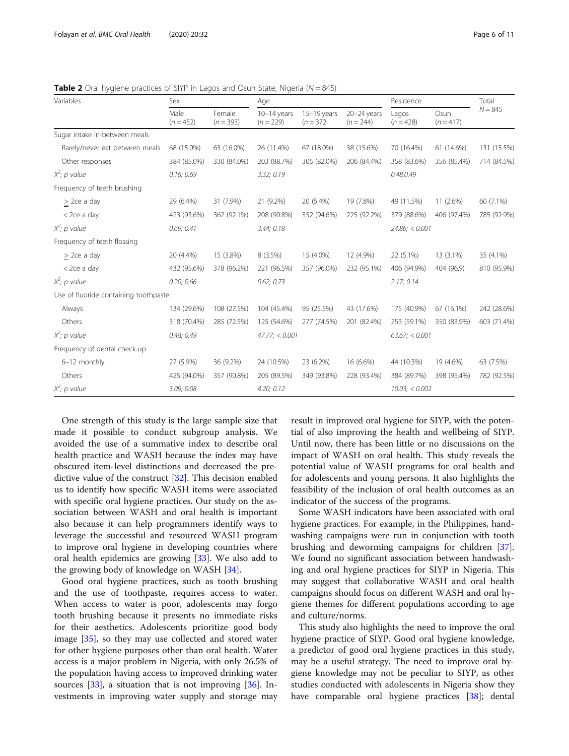**Table 2** Oral hygiene practices of SIYP in Lagos and Osun State, Nigeria ($N = 845$)

| Variables | Sex | | Age | | | Residence | | Total $N = 845$ |
|---|---|---|---|---|---|---|---|---|
| | Male ($n = 452$) | Female ($n = 393$) | 10–14 years ($n = 229$) | 15–19 years ($n = 372$ | 20–24 years ($n = 244$) | Lagos ($n = 428$) | Osun ($n = 417$) | |
| Sugar intake in-between meals | | | | | | | | |
| Rarely/never eat between meals | 68 (15.0%) | 63 (16.0%) | 26 (11.4%) | 67 (18.0%) | 38 (15.6%) | 70 (16.4%) | 61 (14.6%) | 131 (15.5%) |
| Other responses | 384 (85.0%) | 330 (84.0%) | 203 (88.7%) | 305 (82.0%) | 206 (84.4%) | 358 (83.6%) | 356 (85.4%) | 714 (84.5%) |
| *$X^2$; p value* | *0.16; 0.69* | | *3.32; 0.19* | | | *0.48;0.49* | | |
| Frequency of teeth brushing | | | | | | | | |
| $\geq$ 2ce a day | 29 (6.4%) | 31 (7.9%) | 21 (9.2%) | 20 (5.4%) | 19 (7.8%) | 49 (11.5%) | 11 (2.6%) | 60 (7.1%) |
| < 2ce a day | 423 (93.6%) | 362 (92.1%) | 208 (90.8%) | 352 (94.6%) | 225 (92.2%) | 379 (88.6%) | 406 (97.4%) | 785 (92.9%) |
| *$X^2$; p value* | *0.69; 0.41* | | *3.44; 0.18* | | | *24.86; < 0.001* | | |
| Frequency of teeth flossing | | | | | | | | |
| $\geq$ 2ce a day | 20 (4.4%) | 15 (3.8%) | 8 (3.5%) | 15 (4.0%) | 12 (4.9%) | 22 (5.1%) | 13 (3.1%) | 35 (4.1%) |
| < 2ce a day | 432 (95.6%) | 378 (96.2%) | 221 (96.5%) | 357 (96.0%) | 232 (95.1%) | 406 (94.9%) | 404 (96.9) | 810 (95.9%) |
| *$X^2$; p value* | *0.20; 0.66* | | *0.62; 0.73* | | | *2.17; 0.14* | | |
| Use of fluoride containing toothpaste | | | | | | | | |
| Always | 134 (29.6%) | 108 (27.5%) | 104 (45.4%) | 95 (25.5%) | 43 (17.6%) | 175 (40.9%) | 67 (16.1%) | 242 (28.6%) |
| Others | 318 (70.4%) | 285 (72.5%) | 125 (54.6%) | 277 (74.5%) | 201 (82.4%) | 253 (59.1%) | 350 (83.9%) | 603 (71.4%) |
| *$X^2$; p value* | *0.48; 0.49* | | *47.77; < 0.001* | | | *63.67; < 0.001* | | |
| Frequency of dental check-up | | | | | | | | |
| 6–12 monthly | 27 (5.9%) | 36 (9.2%) | 24 (10.5%) | 23 (6.2%) | 16 (6.6%) | 44 (10.3%) | 19 (4.6%) | 63 (7.5%) |
| Others | 425 (94.0%) | 357 (90.8%) | 205 (89.5%) | 349 (93.8%) | 228 (93.4%) | 384 (89.7%) | 398 (95.4%) | 782 (92.5%) |
| *$X^2$; p value* | *3.09; 0.08* | | *4.20; 0.12* | | | *10.03; < 0.002* | | |

One strength of this study is the large sample size that made it possible to conduct subgroup analysis. We avoided the use of a summative index to describe oral health practice and WASH because the index may have obscured item-level distinctions and decreased the predictive value of the construct [32]. This decision enabled us to identify how specific WASH items were associated with specific oral hygiene practices. Our study on the association between WASH and oral health is important also because it can help programmers identify ways to leverage the successful and resourced WASH program to improve oral hygiene in developing countries where oral health epidemics are growing [33]. We also add to the growing body of knowledge on WASH [34].

Good oral hygiene practices, such as tooth brushing and the use of toothpaste, requires access to water. When access to water is poor, adolescents may forgo tooth brushing because it presents no immediate risks for their aesthetics. Adolescents prioritize good body image [35], so they may use collected and stored water for other hygiene purposes other than oral health. Water access is a major problem in Nigeria, with only 26.5% of the population having access to improved drinking water sources [33], a situation that is not improving [36]. Investments in improving water supply and storage may result in improved oral hygiene for SIYP, with the potential of also improving the health and wellbeing of SIYP. Until now, there has been little or no discussions on the impact of WASH on oral health. This study reveals the potential value of WASH programs for oral health and for adolescents and young persons. It also highlights the feasibility of the inclusion of oral health outcomes as an indicator of the success of the programs.

Some WASH indicators have been associated with oral hygiene practices. For example, in the Philippines, handwashing campaigns were run in conjunction with tooth brushing and deworming campaigns for children [37]. We found no significant association between handwashing and oral hygiene practices for SIYP in Nigeria. This may suggest that collaborative WASH and oral health campaigns should focus on different WASH and oral hygiene themes for different populations according to age and culture/norms.

This study also highlights the need to improve the oral hygiene practice of SIYP. Good oral hygiene knowledge, a predictor of good oral hygiene practices in this study, may be a useful strategy. The need to improve oral hygiene knowledge may not be peculiar to SIYP, as other studies conducted with adolescents in Nigeria show they have comparable oral hygiene practices [38]; dental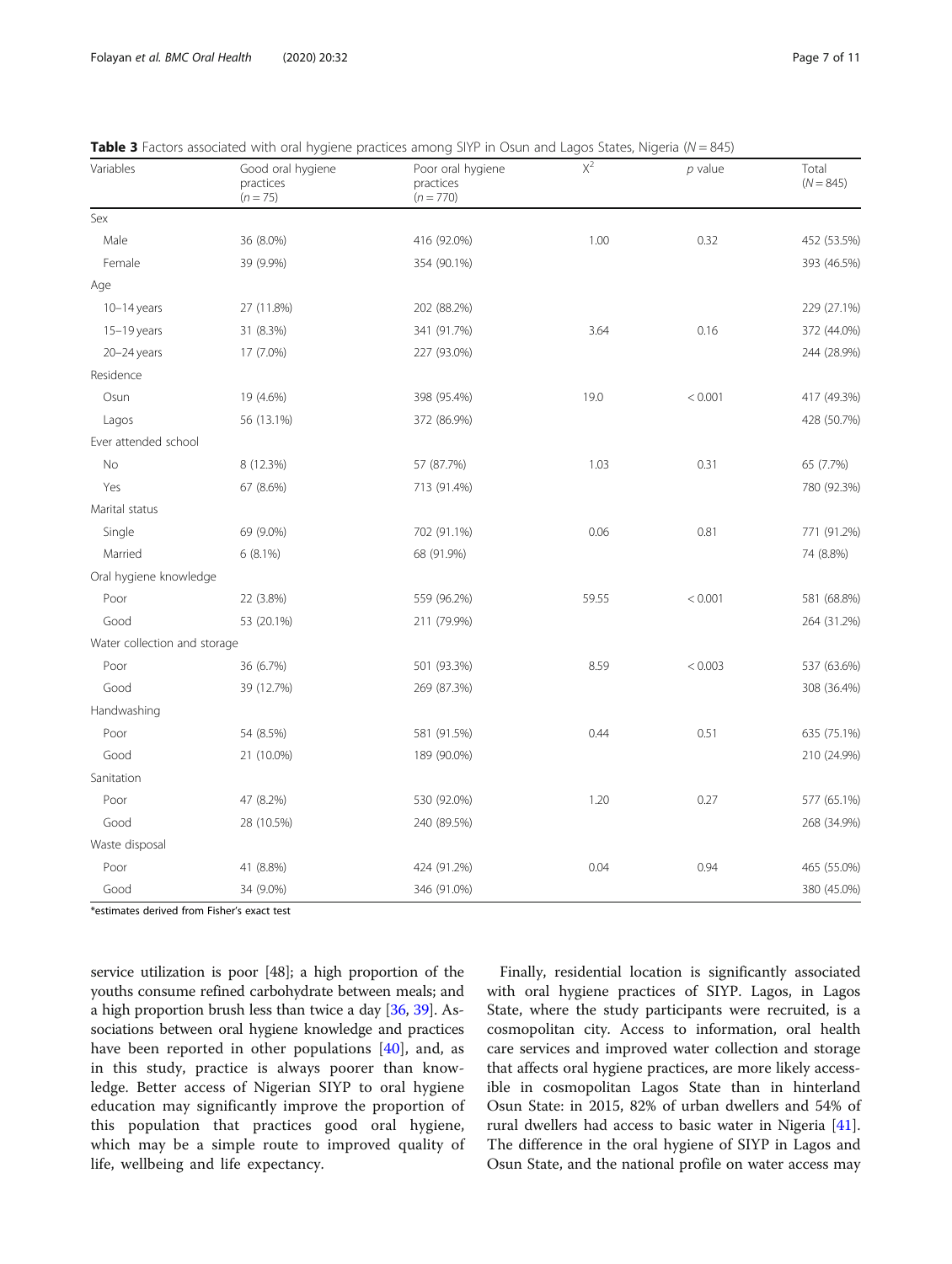**Table 3** Factors associated with oral hygiene practices among SIYP in Osun and Lagos States, Nigeria ($N = 845$)

| Variables | Good oral hygiene practices ($n = 75$) | Poor oral hygiene practices ($n = 770$) | $X^2$ | $p$ value | Total ($N = 845$) |
|---|---|---|---|---|---|
| Sex | | | | | |
| Male | 36 (8.0%) | 416 (92.0%) | 1.00 | 0.32 | 452 (53.5%) |
| Female | 39 (9.9%) | 354 (90.1%) | | | 393 (46.5%) |
| Age | | | | | |
| 10–14 years | 27 (11.8%) | 202 (88.2%) | | | 229 (27.1%) |
| 15–19 years | 31 (8.3%) | 341 (91.7%) | 3.64 | 0.16 | 372 (44.0%) |
| 20–24 years | 17 (7.0%) | 227 (93.0%) | | | 244 (28.9%) |
| Residence | | | | | |
| Osun | 19 (4.6%) | 398 (95.4%) | 19.0 | < 0.001 | 417 (49.3%) |
| Lagos | 56 (13.1%) | 372 (86.9%) | | | 428 (50.7%) |
| Ever attended school | | | | | |
| No | 8 (12.3%) | 57 (87.7%) | 1.03 | 0.31 | 65 (7.7%) |
| Yes | 67 (8.6%) | 713 (91.4%) | | | 780 (92.3%) |
| Marital status | | | | | |
| Single | 69 (9.0%) | 702 (91.1%) | 0.06 | 0.81 | 771 (91.2%) |
| Married | 6 (8.1%) | 68 (91.9%) | | | 74 (8.8%) |
| Oral hygiene knowledge | | | | | |
| Poor | 22 (3.8%) | 559 (96.2%) | 59.55 | < 0.001 | 581 (68.8%) |
| Good | 53 (20.1%) | 211 (79.9%) | | | 264 (31.2%) |
| Water collection and storage | | | | | |
| Poor | 36 (6.7%) | 501 (93.3%) | 8.59 | < 0.003 | 537 (63.6%) |
| Good | 39 (12.7%) | 269 (87.3%) | | | 308 (36.4%) |
| Handwashing | | | | | |
| Poor | 54 (8.5%) | 581 (91.5%) | 0.44 | 0.51 | 635 (75.1%) |
| Good | 21 (10.0%) | 189 (90.0%) | | | 210 (24.9%) |
| Sanitation | | | | | |
| Poor | 47 (8.2%) | 530 (92.0%) | 1.20 | 0.27 | 577 (65.1%) |
| Good | 28 (10.5%) | 240 (89.5%) | | | 268 (34.9%) |
| Waste disposal | | | | | |
| Poor | 41 (8.8%) | 424 (91.2%) | 0.04 | 0.94 | 465 (55.0%) |
| Good | 34 (9.0%) | 346 (91.0%) | | | 380 (45.0%) |

*estimates derived from Fisher's exact test

service utilization is poor [48]; a high proportion of the youths consume refined carbohydrate between meals; and a high proportion brush less than twice a day [36, 39]. Associations between oral hygiene knowledge and practices have been reported in other populations [40], and, as in this study, practice is always poorer than knowledge. Better access of Nigerian SIYP to oral hygiene education may significantly improve the proportion of this population that practices good oral hygiene, which may be a simple route to improved quality of life, wellbeing and life expectancy.

Finally, residential location is significantly associated with oral hygiene practices of SIYP. Lagos, in Lagos State, where the study participants were recruited, is a cosmopolitan city. Access to information, oral health care services and improved water collection and storage that affects oral hygiene practices, are more likely accessible in cosmopolitan Lagos State than in hinterland Osun State: in 2015, 82% of urban dwellers and 54% of rural dwellers had access to basic water in Nigeria [41]. The difference in the oral hygiene of SIYP in Lagos and Osun State, and the national profile on water access may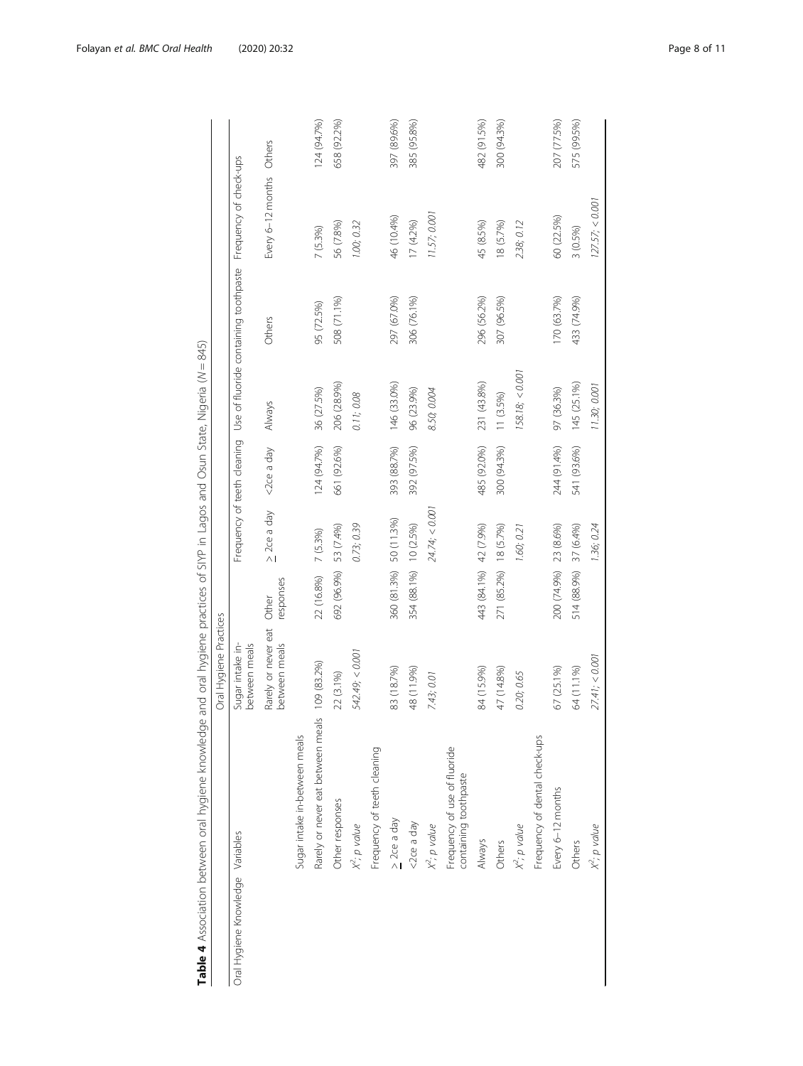**Table 4** Association between oral hygiene knowledge and oral hygiene practices of SIYP in Lagos and Osun State, Nigeria (N = 845)

| Oral Hygiene Knowledge | Variables | Oral Hygiene Practices | | | | | | | |
|---|---|---|---|---|---|---|---|---|---|
| | | Sugar intake in-between meals | | Frequency of teeth cleaning | | Use of fluoride containing toothpaste | | Frequency of check-ups | |
| | | Rarely or never eat between meals | Other responses | ≥ 2ce a day | <2ce a day | Always | Others | Every 6–12 months | Others |
| Sugar intake in-between meals | | | | | | | | | |
| | Rarely or never eat between meals | 109 (83.2%) | 22 (16.8%) | 7 (5.3%) | 124 (94.7%) | 36 (27.5%) | 95 (72.5%) | 7 (5.3%) | 124 (94.7%) |
| | Other responses | 22 (3.1%) | 692 (96.9%) | 53 (7.4%) | 661 (92.6%) | 206 (28.9%) | 508 (71.1%) | 56 (7.8%) | 658 (92.2%) |
| | *$X^2$; p value* | *542.49; < 0.001* | | *0.73; 0.39* | | *0.11; 0.08* | | *1.00; 0.32* | |
| Frequency of teeth cleaning | | | | | | | | | |
| | ≥ 2ce a day | 83 (18.7%) | 360 (81.3%) | 50 (11.3%) | 393 (88.7%) | 146 (33.0%) | 297 (67.0%) | 46 (10.4%) | 397 (89.6%) |
| | <2ce a day | 48 (11.9%) | 354 (88.1%) | 10 (2.5%) | 392 (97.5%) | 96 (23.9%) | 306 (76.1%) | 17 (4.2%) | 385 (95.8%) |
| | *$X^2$; p value* | *7.43; 0.01* | | *24.74; < 0.001* | | *8.50; 0.004* | | *11.57; 0.001* | |
| Frequency of use of fluoride containing toothpaste | | | | | | | | | |
| | Always | 84 (15.9%) | 443 (84.1%) | 42 (7.9%) | 485 (92.0%) | 231 (43.8%) | 296 (56.2%) | 45 (8.5%) | 482 (91.5%) |
| | Others | 47 (14.8%) | 271 (85.2%) | 18 (5.7%) | 300 (94.3%) | 11 (3.5%) | 307 (96.5%) | 18 (5.7%) | 300 (94.3%) |
| | *$X^2$; p value* | *0.20; 0.65* | | *1.60; 0.21* | | *158.18; < 0.001* | | *2.38; 0.12* | |
| Frequency of dental check-ups | | | | | | | | | |
| | Every 6–12 months | 67 (25.1%) | 200 (74.9%) | 23 (8.6%) | 244 (91.4%) | 97 (36.3%) | 170 (63.7%) | 60 (22.5%) | 207 (77.5%) |
| | Others | 64 (11.1%) | 514 (88.9%) | 37 (6.4%) | 541 (93.6%) | 145 (25.1%) | 433 (74.9%) | 3 (0.5%) | 575 (99.5%) |
| | *$X^2$; p value* | *27.41; < 0.001* | | *1.36; 0.24* | | *11.30; 0.001* | | *127.57; < 0.001* | |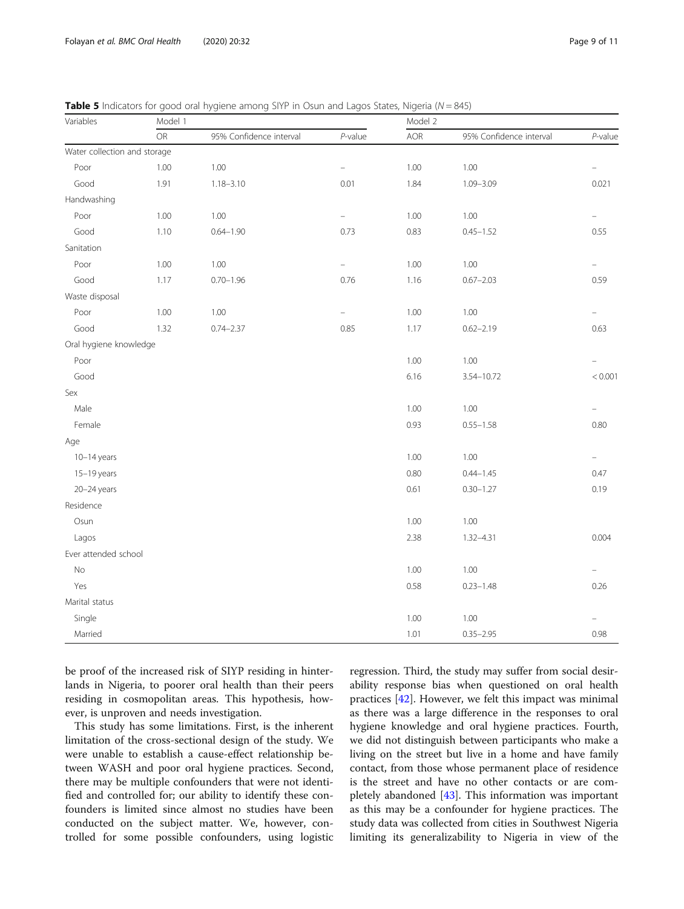**Table 5** Indicators for good oral hygiene among SIYP in Osun and Lagos States, Nigeria ($N = 845$)

| Variables | Model 1 | | | Model 2 | | |
|---|---|---|---|---|---|---|
| | OR | 95% Confidence interval | *P*-value | AOR | 95% Confidence interval | *P*-value |
| Water collection and storage | | | | | | |
| Poor | 1.00 | 1.00 | – | 1.00 | 1.00 | – |
| Good | 1.91 | 1.18–3.10 | 0.01 | 1.84 | 1.09–3.09 | 0.021 |
| Handwashing | | | | | | |
| Poor | 1.00 | 1.00 | – | 1.00 | 1.00 | – |
| Good | 1.10 | 0.64–1.90 | 0.73 | 0.83 | 0.45–1.52 | 0.55 |
| Sanitation | | | | | | |
| Poor | 1.00 | 1.00 | – | 1.00 | 1.00 | – |
| Good | 1.17 | 0.70–1.96 | 0.76 | 1.16 | 0.67–2.03 | 0.59 |
| Waste disposal | | | | | | |
| Poor | 1.00 | 1.00 | – | 1.00 | 1.00 | – |
| Good | 1.32 | 0.74–2.37 | 0.85 | 1.17 | 0.62–2.19 | 0.63 |
| Oral hygiene knowledge | | | | | | |
| Poor | | | | 1.00 | 1.00 | – |
| Good | | | | 6.16 | 3.54–10.72 | < 0.001 |
| Sex | | | | | | |
| Male | | | | 1.00 | 1.00 | – |
| Female | | | | 0.93 | 0.55–1.58 | 0.80 |
| Age | | | | | | |
| 10–14 years | | | | 1.00 | 1.00 | – |
| 15–19 years | | | | 0.80 | 0.44–1.45 | 0.47 |
| 20–24 years | | | | 0.61 | 0.30–1.27 | 0.19 |
| Residence | | | | | | |
| Osun | | | | 1.00 | 1.00 | |
| Lagos | | | | 2.38 | 1.32–4.31 | 0.004 |
| Ever attended school | | | | | | |
| No | | | | 1.00 | 1.00 | – |
| Yes | | | | 0.58 | 0.23–1.48 | 0.26 |
| Marital status | | | | | | |
| Single | | | | 1.00 | 1.00 | – |
| Married | | | | 1.01 | 0.35–2.95 | 0.98 |

be proof of the increased risk of SIYP residing in hinterlands in Nigeria, to poorer oral health than their peers residing in cosmopolitan areas. This hypothesis, however, is unproven and needs investigation.

This study has some limitations. First, is the inherent limitation of the cross-sectional design of the study. We were unable to establish a cause-effect relationship between WASH and poor oral hygiene practices. Second, there may be multiple confounders that were not identified and controlled for; our ability to identify these confounders is limited since almost no studies have been conducted on the subject matter. We, however, controlled for some possible confounders, using logistic regression. Third, the study may suffer from social desirability response bias when questioned on oral health practices [42]. However, we felt this impact was minimal as there was a large difference in the responses to oral hygiene knowledge and oral hygiene practices. Fourth, we did not distinguish between participants who make a living on the street but live in a home and have family contact, from those whose permanent place of residence is the street and have no other contacts or are completely abandoned [43]. This information was important as this may be a confounder for hygiene practices. The study data was collected from cities in Southwest Nigeria limiting its generalizability to Nigeria in view of the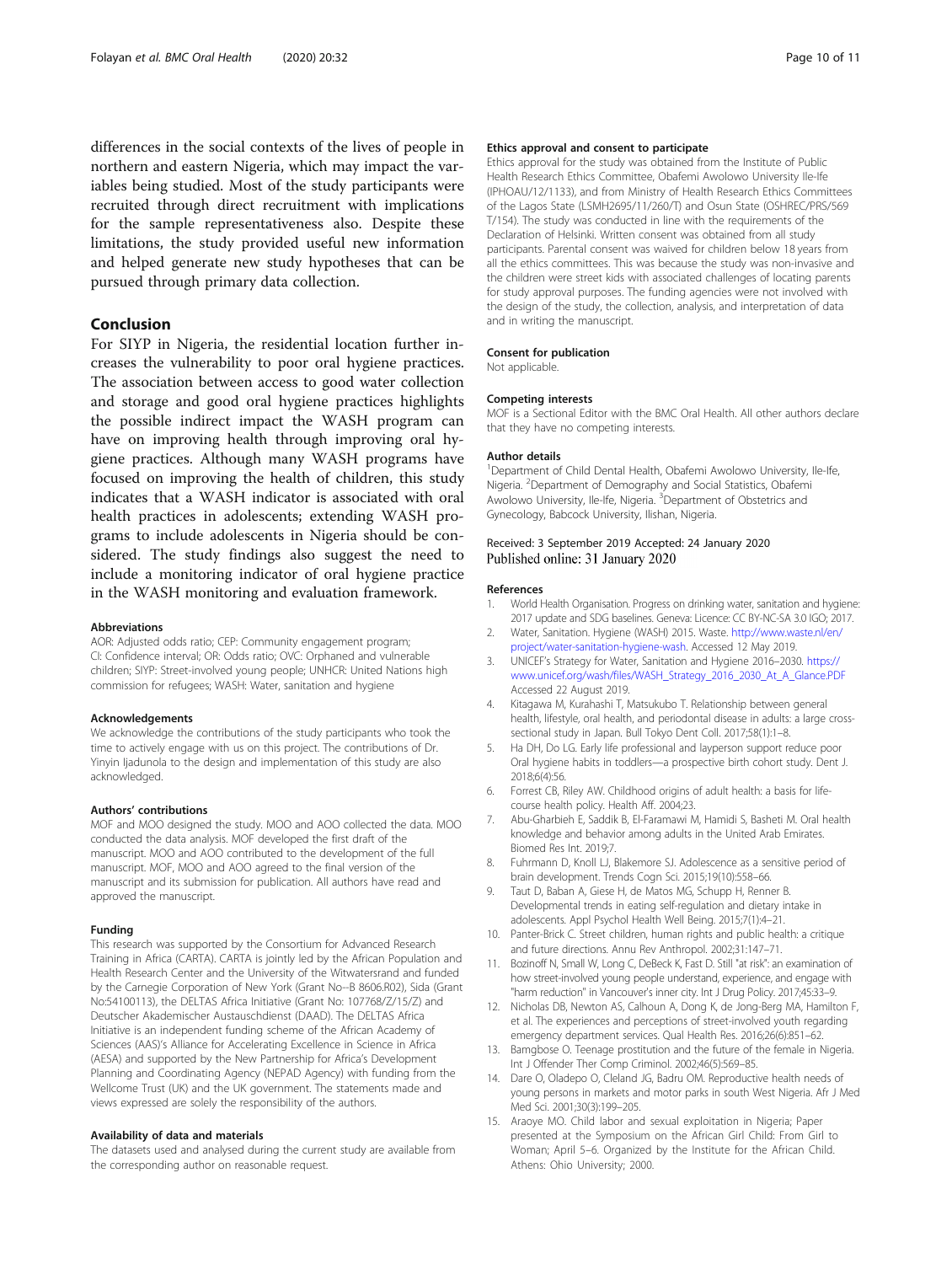differences in the social contexts of the lives of people in northern and eastern Nigeria, which may impact the variables being studied. Most of the study participants were recruited through direct recruitment with implications for the sample representativeness also. Despite these limitations, the study provided useful new information and helped generate new study hypotheses that can be pursued through primary data collection.

## Conclusion

For SIYP in Nigeria, the residential location further increases the vulnerability to poor oral hygiene practices. The association between access to good water collection and storage and good oral hygiene practices highlights the possible indirect impact the WASH program can have on improving health through improving oral hygiene practices. Although many WASH programs have focused on improving the health of children, this study indicates that a WASH indicator is associated with oral health practices in adolescents; extending WASH programs to include adolescents in Nigeria should be considered. The study findings also suggest the need to include a monitoring indicator of oral hygiene practice in the WASH monitoring and evaluation framework.

#### Abbreviations

AOR: Adjusted odds ratio; CEP: Community engagement program; CI: Confidence interval; OR: Odds ratio; OVC: Orphaned and vulnerable children; SIYP: Street-involved young people; UNHCR: United Nations high commission for refugees; WASH: Water, sanitation and hygiene

#### Acknowledgements

We acknowledge the contributions of the study participants who took the time to actively engage with us on this project. The contributions of Dr. Yinyin Ijadunola to the design and implementation of this study are also acknowledged.

#### Authors' contributions

MOF and MOO designed the study. MOO and AOO collected the data. MOO conducted the data analysis. MOF developed the first draft of the manuscript. MOO and AOO contributed to the development of the full manuscript. MOF, MOO and AOO agreed to the final version of the manuscript and its submission for publication. All authors have read and approved the manuscript.

#### Funding

This research was supported by the Consortium for Advanced Research Training in Africa (CARTA). CARTA is jointly led by the African Population and Health Research Center and the University of the Witwatersrand and funded by the Carnegie Corporation of New York (Grant No--B 8606.R02), Sida (Grant No:54100113), the DELTAS Africa Initiative (Grant No: 107768/Z/15/Z) and Deutscher Akademischer Austauschdienst (DAAD). The DELTAS Africa Initiative is an independent funding scheme of the African Academy of Sciences (AAS)'s Alliance for Accelerating Excellence in Science in Africa (AESA) and supported by the New Partnership for Africa's Development Planning and Coordinating Agency (NEPAD Agency) with funding from the Wellcome Trust (UK) and the UK government. The statements made and views expressed are solely the responsibility of the authors.

#### Availability of data and materials

The datasets used and analysed during the current study are available from the corresponding author on reasonable request.

#### Ethics approval and consent to participate

Ethics approval for the study was obtained from the Institute of Public Health Research Ethics Committee, Obafemi Awolowo University Ile-Ife (IPHOAU/12/1133), and from Ministry of Health Research Ethics Committees of the Lagos State (LSMH2695/11/260/T) and Osun State (OSHREC/PRS/569 T/154). The study was conducted in line with the requirements of the Declaration of Helsinki. Written consent was obtained from all study participants. Parental consent was waived for children below 18 years from all the ethics committees. This was because the study was non-invasive and the children were street kids with associated challenges of locating parents for study approval purposes. The funding agencies were not involved with the design of the study, the collection, analysis, and interpretation of data and in writing the manuscript.

#### Consent for publication

Not applicable.

#### Competing interests

MOF is a Sectional Editor with the BMC Oral Health. All other authors declare that they have no competing interests.

#### Author details

[1]Department of Child Dental Health, Obafemi Awolowo University, Ile-Ife, Nigeria. [2]Department of Demography and Social Statistics, Obafemi Awolowo University, Ile-Ife, Nigeria. [3]Department of Obstetrics and Gynecology, Babcock University, Ilishan, Nigeria.

Received: 3 September 2019 Accepted: 24 January 2020
Published online: 31 January 2020

#### References

1. World Health Organisation. Progress on drinking water, sanitation and hygiene: 2017 update and SDG baselines. Geneva: Licence: CC BY-NC-SA 3.0 IGO; 2017.
2. Water, Sanitation. Hygiene (WASH) 2015. Waste. http://www.waste.nl/en/project/water-sanitation-hygiene-wash. Accessed 12 May 2019.
3. UNICEF's Strategy for Water, Sanitation and Hygiene 2016–2030. https://www.unicef.org/wash/files/WASH_Strategy_2016_2030_At_A_Glance.PDF Accessed 22 August 2019.
4. Kitagawa M, Kurahashi T, Matsukubo T. Relationship between general health, lifestyle, oral health, and periodontal disease in adults: a large cross-sectional study in Japan. Bull Tokyo Dent Coll. 2017;58(1):1–8.
5. Ha DH, Do LG. Early life professional and layperson support reduce poor Oral hygiene habits in toddlers—a prospective birth cohort study. Dent J. 2018;6(4):56.
6. Forrest CB, Riley AW. Childhood origins of adult health: a basis for life-course health policy. Health Aff. 2004;23.
7. Abu-Gharbieh E, Saddik B, El-Faramawi M, Hamidi S, Basheti M. Oral health knowledge and behavior among adults in the United Arab Emirates. Biomed Res Int. 2019;7.
8. Fuhrmann D, Knoll LJ, Blakemore SJ. Adolescence as a sensitive period of brain development. Trends Cogn Sci. 2015;19(10):558–66.
9. Taut D, Baban A, Giese H, de Matos MG, Schupp H, Renner B. Developmental trends in eating self-regulation and dietary intake in adolescents. Appl Psychol Health Well Being. 2015;7(1):4–21.
10. Panter-Brick C. Street children, human rights and public health: a critique and future directions. Annu Rev Anthropol. 2002;31:147–71.
11. Bozinoff N, Small W, Long C, DeBeck K, Fast D. Still "at risk": an examination of how street-involved young people understand, experience, and engage with "harm reduction" in Vancouver's inner city. Int J Drug Policy. 2017;45:33–9.
12. Nicholas DB, Newton AS, Calhoun A, Dong K, de Jong-Berg MA, Hamilton F, et al. The experiences and perceptions of street-involved youth regarding emergency department services. Qual Health Res. 2016;26(6):851–62.
13. Bamgbose O. Teenage prostitution and the future of the female in Nigeria. Int J Offender Ther Comp Criminol. 2002;46(5):569–85.
14. Dare O, Oladepo O, Cleland JG, Badru OM. Reproductive health needs of young persons in markets and motor parks in south West Nigeria. Afr J Med Med Sci. 2001;30(3):199–205.
15. Araoye MO. Child labor and sexual exploitation in Nigeria; Paper presented at the Symposium on the African Girl Child: From Girl to Woman; April 5–6. Organized by the Institute for the African Child. Athens: Ohio University; 2000.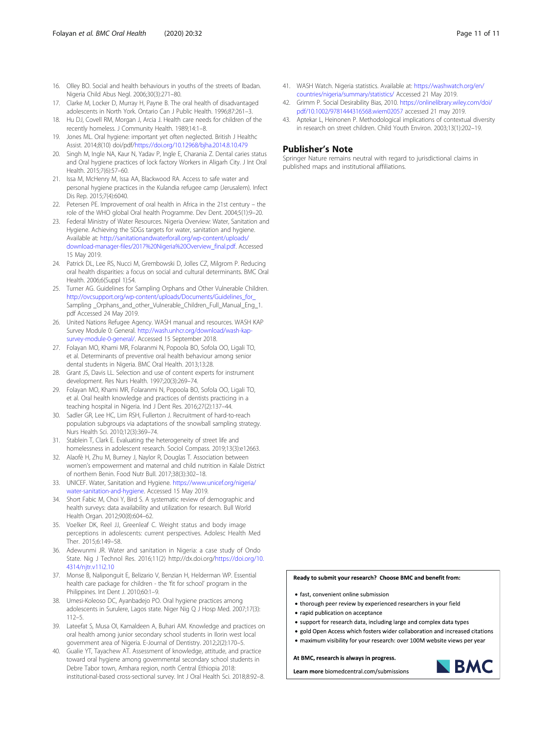16. Olley BO. Social and health behaviours in youths of the streets of Ibadan. Nigeria Child Abus Negl. 2006;30(3):271–80.
17. Clarke M, Locker D, Murray H, Payne B. The oral health of disadvantaged adolescents in North York. Ontario Can J Public Health. 1996;87:261–3.
18. Hu DJ, Covell RM, Morgan J, Arcia J. Health care needs for children of the recently homeless. J Community Health. 1989;14:1–8.
19. Jones ML. Oral hygiene: important yet often neglected. British J Healthc Assist. 2014;8(10) doi/pdf/https://doi.org/10.12968/bjha.2014.8.10.479
20. Singh M, Ingle NA, Kaur N, Yadav P, Ingle E, Charania Z. Dental caries status and Oral hygiene practices of lock factory Workers in Aligarh City. J Int Oral Health. 2015;7(6):57–60.
21. Issa M, McHenry M, Issa AA, Blackwood RA. Access to safe water and personal hygiene practices in the Kulandia refugee camp (Jerusalem). Infect Dis Rep. 2015;7(4):6040.
22. Petersen PE. Improvement of oral health in Africa in the 21st century – the role of the WHO global Oral health Programme. Dev Dent. 2004;5(1):9–20.
23. Federal Ministry of Water Resources. Nigeria Overview: Water, Sanitation and Hygiene. Achieving the SDGs targets for water, sanitation and hygiene. Available at: http://sanitationandwaterforall.org/wp-content/uploads/download-manager-files/2017%20Nigeria%20Overview_final.pdf. Accessed 15 May 2019.
24. Patrick DL, Lee RS, Nucci M, Grembowski D, Jolles CZ, Milgrom P. Reducing oral health disparities: a focus on social and cultural determinants. BMC Oral Health. 2006;6(Suppl 1):S4.
25. Turner AG. Guidelines for Sampling Orphans and Other Vulnerable Children. http://ovcsupport.org/wp-content/uploads/Documents/Guidelines_for_Sampling _Orphans_and_other_Vulnerable_Children_Full_Manual_Eng_1.pdf Accessed 24 May 2019.
26. United Nations Refugee Agency. WASH manual and resources. WASH KAP Survey Module 0: General. http://wash.unhcr.org/download/wash-kap-survey-module-0-general/. Accessed 15 September 2018.
27. Folayan MO, Khami MR, Folaranmi N, Popoola BO, Sofola OO, Ligali TO, et al. Determinants of preventive oral health behaviour among senior dental students in Nigeria. BMC Oral Health. 2013;13:28.
28. Grant JS, Davis LL. Selection and use of content experts for instrument development. Res Nurs Health. 1997;20(3):269–74.
29. Folayan MO, Khami MR, Folaranmi N, Popoola BO, Sofola OO, Ligali TO, et al. Oral health knowledge and practices of dentists practicing in a teaching hospital in Nigeria. Ind J Dent Res. 2016;27(2):137–44.
30. Sadler GR, Lee HC, Lim RSH, Fullerton J. Recruitment of hard-to-reach population subgroups via adaptations of the snowball sampling strategy. Nurs Health Sci. 2010;12(3):369–74.
31. Stablein T, Clark E. Evaluating the heterogeneity of street life and homelessness in adolescent research. Sociol Compass. 2019;13(3):e12663.
32. Alaofè H, Zhu M, Burney J, Naylor R, Douglas T. Association between women's empowerment and maternal and child nutrition in Kalale District of northern Benin. Food Nutr Bull. 2017;38(3):302–18.
33. UNICEF. Water, Sanitation and Hygiene. https://www.unicef.org/nigeria/water-sanitation-and-hygiene. Accessed 15 May 2019.
34. Short Fabic M, Choi Y, Bird S. A systematic review of demographic and health surveys: data availability and utilization for research. Bull World Health Organ. 2012;90(8):604–62.
35. Voelker DK, Reel JJ, Greenleaf C. Weight status and body image perceptions in adolescents: current perspectives. Adolesc Health Med Ther. 2015;6:149–58.
36. Adewunmi JR. Water and sanitation in Nigeria: a case study of Ondo State. Nig J Technol Res. 2016;11(2) http://dx.doi.org/https://doi.org/10.4314/njtr.v11i2.10
37. Monse B, Naliponguit E, Belizario V, Benzian H, Helderman WP. Essential health care package for children - the 'fit for school' program in the Philippines. Int Dent J. 2010;60:1–9.
38. Umesi-Koleoso DC, Ayanbadejo PO. Oral hygiene practices among adolescents in Surulere, Lagos state. Niger Nig Q J Hosp Med. 2007;17(3):112–5.
39. Lateefat S, Musa OI, Kamaldeen A, Buhari AM. Knowledge and practices on oral health among junior secondary school students in Ilorin west local government area of Nigeria. E-Journal of Dentistry. 2012;2(2):170–5.
40. Gualie YT, Tayachew AT. Assessment of knowledge, attitude, and practice toward oral hygiene among governmental secondary school students in Debre Tabor town, Amhara region, north Central Ethiopia 2018: institutional-based cross-sectional survey. Int J Oral Health Sci. 2018;8:92–8.
41. WASH Watch. Nigeria statistics. Available at: https://washwatch.org/en/countries/nigeria/summary/statistics/ Accessed 21 May 2019.
42. Grimm P. Social Desirability Bias, 2010. https://onlinelibrary.wiley.com/doi/pdf/10.1002/9781444316568.wiem02057 accessed 21 may 2019.
43. Aptekar L, Heinonen P. Methodological implications of contextual diversity in research on street children. Child Youth Environ. 2003;13(1):202–19.

## Publisher's Note

Springer Nature remains neutral with regard to jurisdictional claims in published maps and institutional affiliations.

**Ready to submit your research? Choose BMC and benefit from:**

- fast, convenient online submission
- thorough peer review by experienced researchers in your field
- rapid publication on acceptance
- support for research data, including large and complex data types
- gold Open Access which fosters wider collaboration and increased citations
- maximum visibility for your research: over 100M website views per year

**At BMC, research is always in progress.**

**Learn more** biomedcentral.com/submissions

BMC